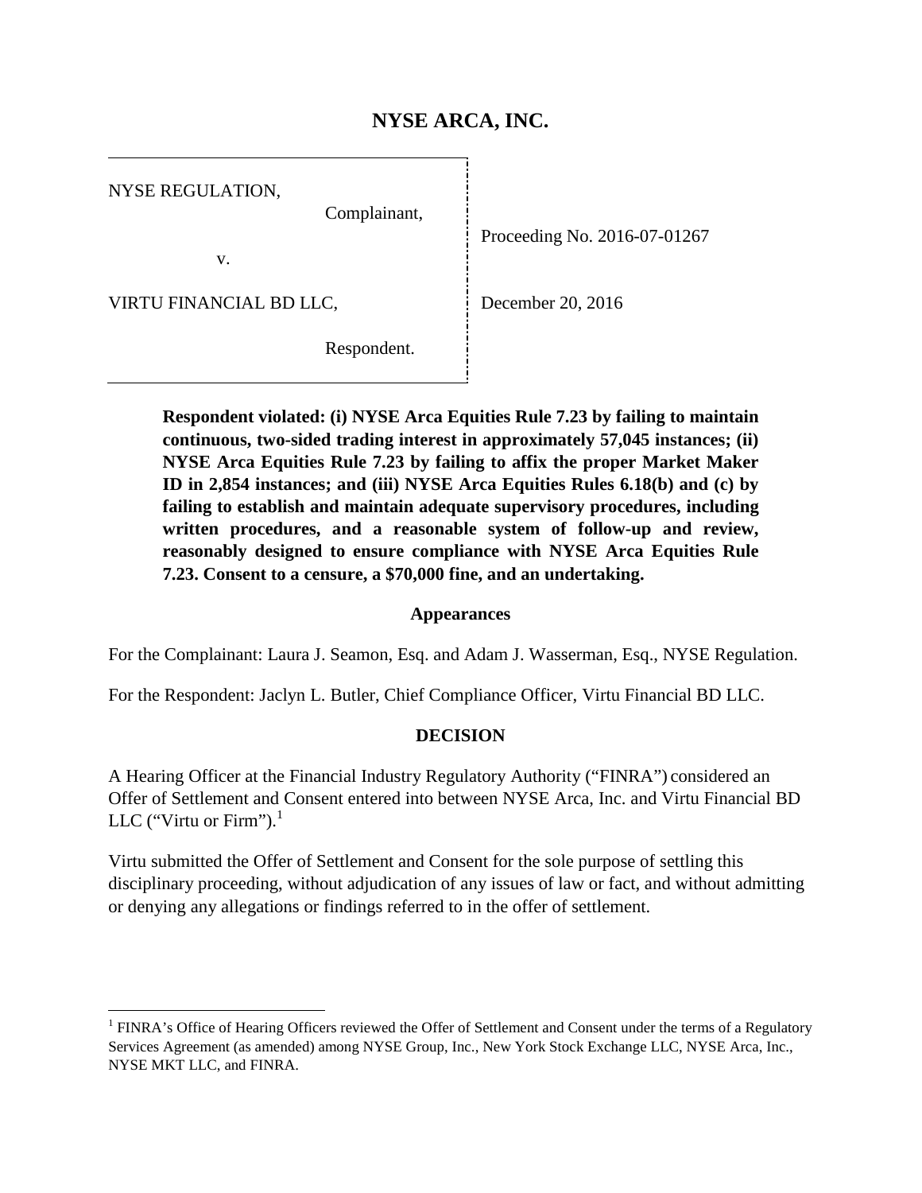# NYSE ARCA, INC.

| | |
|---|---|
| NYSE REGULATION,<br>Complainant,<br><br>v.<br><br>VIRTU FINANCIAL BD LLC,<br><br>Respondent. | Proceeding No. 2016-07-01267<br><br>December 20, 2016 |

**Respondent violated: (i) NYSE Arca Equities Rule 7.23 by failing to maintain continuous, two-sided trading interest in approximately 57,045 instances; (ii) NYSE Arca Equities Rule 7.23 by failing to affix the proper Market Maker ID in 2,854 instances; and (iii) NYSE Arca Equities Rules 6.18(b) and (c) by failing to establish and maintain adequate supervisory procedures, including written procedures, and a reasonable system of follow-up and review, reasonably designed to ensure compliance with NYSE Arca Equities Rule 7.23. Consent to a censure, a $70,000 fine, and an undertaking.**

**Appearances**

For the Complainant: Laura J. Seamon, Esq. and Adam J. Wasserman, Esq., NYSE Regulation.

For the Respondent: Jaclyn L. Butler, Chief Compliance Officer, Virtu Financial BD LLC.

**DECISION**

A Hearing Officer at the Financial Industry Regulatory Authority ("FINRA") considered an Offer of Settlement and Consent entered into between NYSE Arca, Inc. and Virtu Financial BD LLC ("Virtu or Firm").[1]

Virtu submitted the Offer of Settlement and Consent for the sole purpose of settling this disciplinary proceeding, without adjudication of any issues of law or fact, and without admitting or denying any allegations or findings referred to in the offer of settlement.

[1] FINRA's Office of Hearing Officers reviewed the Offer of Settlement and Consent under the terms of a Regulatory Services Agreement (as amended) among NYSE Group, Inc., New York Stock Exchange LLC, NYSE Arca, Inc., NYSE MKT LLC, and FINRA.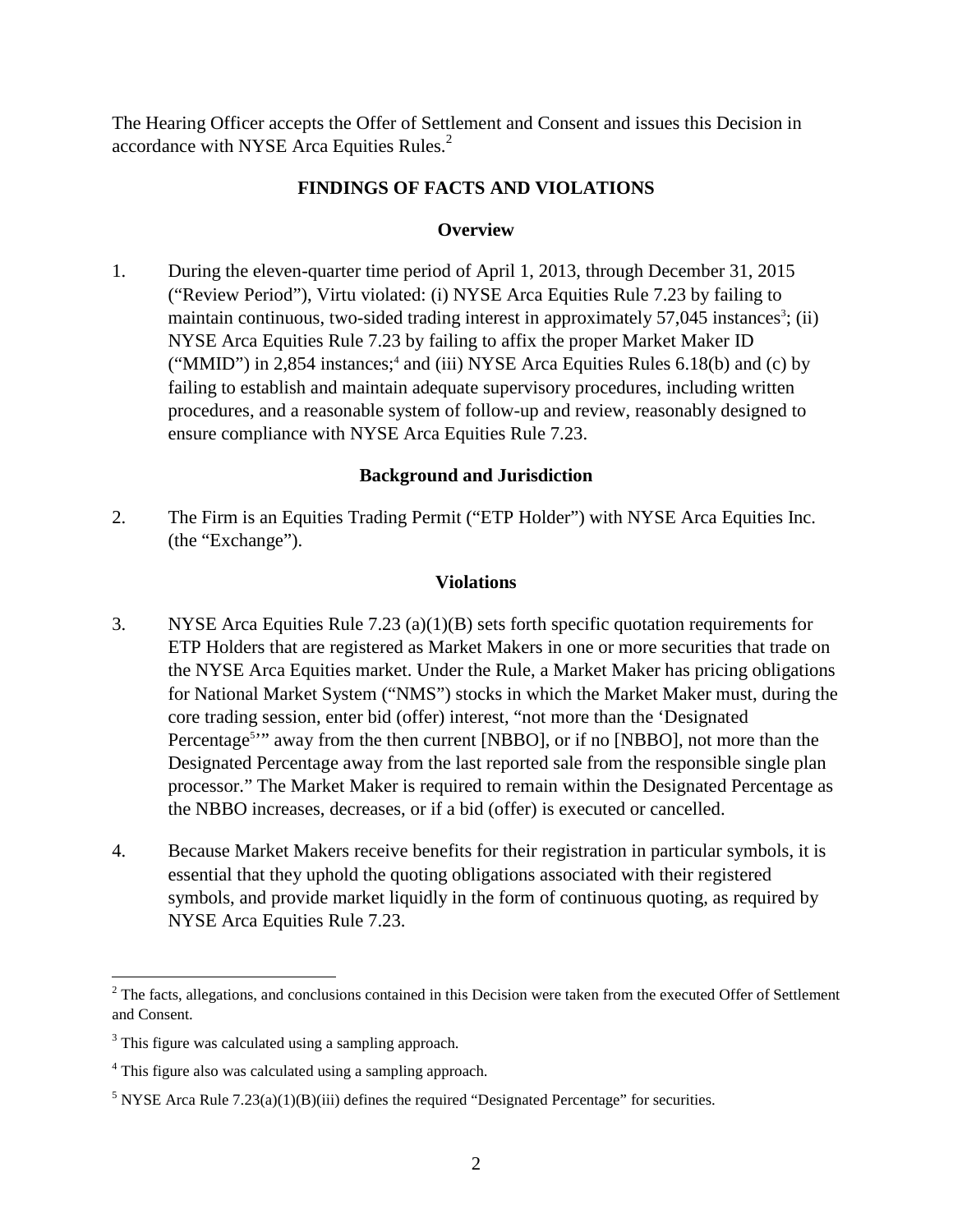The Hearing Officer accepts the Offer of Settlement and Consent and issues this Decision in accordance with NYSE Arca Equities Rules.[2]

## FINDINGS OF FACTS AND VIOLATIONS

### Overview

1. During the eleven-quarter time period of April 1, 2013, through December 31, 2015 ("Review Period"), Virtu violated: (i) NYSE Arca Equities Rule 7.23 by failing to maintain continuous, two-sided trading interest in approximately 57,045 instances[3]; (ii) NYSE Arca Equities Rule 7.23 by failing to affix the proper Market Maker ID ("MMID") in 2,854 instances;[4] and (iii) NYSE Arca Equities Rules 6.18(b) and (c) by failing to establish and maintain adequate supervisory procedures, including written procedures, and a reasonable system of follow-up and review, reasonably designed to ensure compliance with NYSE Arca Equities Rule 7.23.

### Background and Jurisdiction

2. The Firm is an Equities Trading Permit ("ETP Holder") with NYSE Arca Equities Inc. (the "Exchange").

### Violations

3. NYSE Arca Equities Rule 7.23 (a)(1)(B) sets forth specific quotation requirements for ETP Holders that are registered as Market Makers in one or more securities that trade on the NYSE Arca Equities market. Under the Rule, a Market Maker has pricing obligations for National Market System ("NMS") stocks in which the Market Maker must, during the core trading session, enter bid (offer) interest, "not more than the 'Designated Percentage[5]'" away from the then current [NBBO], or if no [NBBO], not more than the Designated Percentage away from the last reported sale from the responsible single plan processor." The Market Maker is required to remain within the Designated Percentage as the NBBO increases, decreases, or if a bid (offer) is executed or cancelled.

4. Because Market Makers receive benefits for their registration in particular symbols, it is essential that they uphold the quoting obligations associated with their registered symbols, and provide market liquidly in the form of continuous quoting, as required by NYSE Arca Equities Rule 7.23.

---

[2] The facts, allegations, and conclusions contained in this Decision were taken from the executed Offer of Settlement and Consent.

[3] This figure was calculated using a sampling approach.

[4] This figure also was calculated using a sampling approach.

[5] NYSE Arca Rule 7.23(a)(1)(B)(iii) defines the required "Designated Percentage" for securities.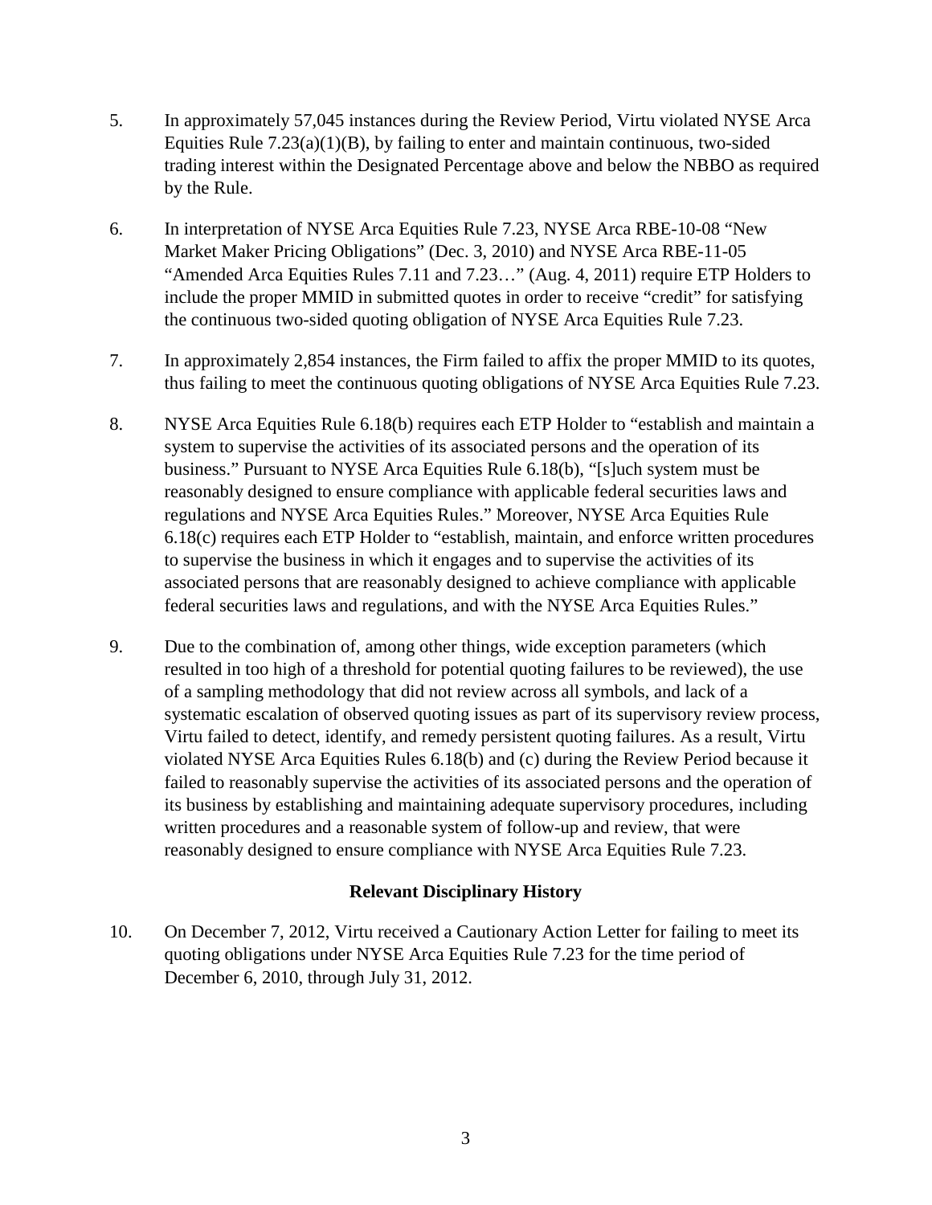5. In approximately 57,045 instances during the Review Period, Virtu violated NYSE Arca Equities Rule 7.23(a)(1)(B), by failing to enter and maintain continuous, two-sided trading interest within the Designated Percentage above and below the NBBO as required by the Rule.

6. In interpretation of NYSE Arca Equities Rule 7.23, NYSE Arca RBE-10-08 "New Market Maker Pricing Obligations" (Dec. 3, 2010) and NYSE Arca RBE-11-05 "Amended Arca Equities Rules 7.11 and 7.23…" (Aug. 4, 2011) require ETP Holders to include the proper MMID in submitted quotes in order to receive "credit" for satisfying the continuous two-sided quoting obligation of NYSE Arca Equities Rule 7.23.

7. In approximately 2,854 instances, the Firm failed to affix the proper MMID to its quotes, thus failing to meet the continuous quoting obligations of NYSE Arca Equities Rule 7.23.

8. NYSE Arca Equities Rule 6.18(b) requires each ETP Holder to "establish and maintain a system to supervise the activities of its associated persons and the operation of its business." Pursuant to NYSE Arca Equities Rule 6.18(b), "[s]uch system must be reasonably designed to ensure compliance with applicable federal securities laws and regulations and NYSE Arca Equities Rules." Moreover, NYSE Arca Equities Rule 6.18(c) requires each ETP Holder to "establish, maintain, and enforce written procedures to supervise the business in which it engages and to supervise the activities of its associated persons that are reasonably designed to achieve compliance with applicable federal securities laws and regulations, and with the NYSE Arca Equities Rules."

9. Due to the combination of, among other things, wide exception parameters (which resulted in too high of a threshold for potential quoting failures to be reviewed), the use of a sampling methodology that did not review across all symbols, and lack of a systematic escalation of observed quoting issues as part of its supervisory review process, Virtu failed to detect, identify, and remedy persistent quoting failures. As a result, Virtu violated NYSE Arca Equities Rules 6.18(b) and (c) during the Review Period because it failed to reasonably supervise the activities of its associated persons and the operation of its business by establishing and maintaining adequate supervisory procedures, including written procedures and a reasonable system of follow-up and review, that were reasonably designed to ensure compliance with NYSE Arca Equities Rule 7.23.

**Relevant Disciplinary History**

10. On December 7, 2012, Virtu received a Cautionary Action Letter for failing to meet its quoting obligations under NYSE Arca Equities Rule 7.23 for the time period of December 6, 2010, through July 31, 2012.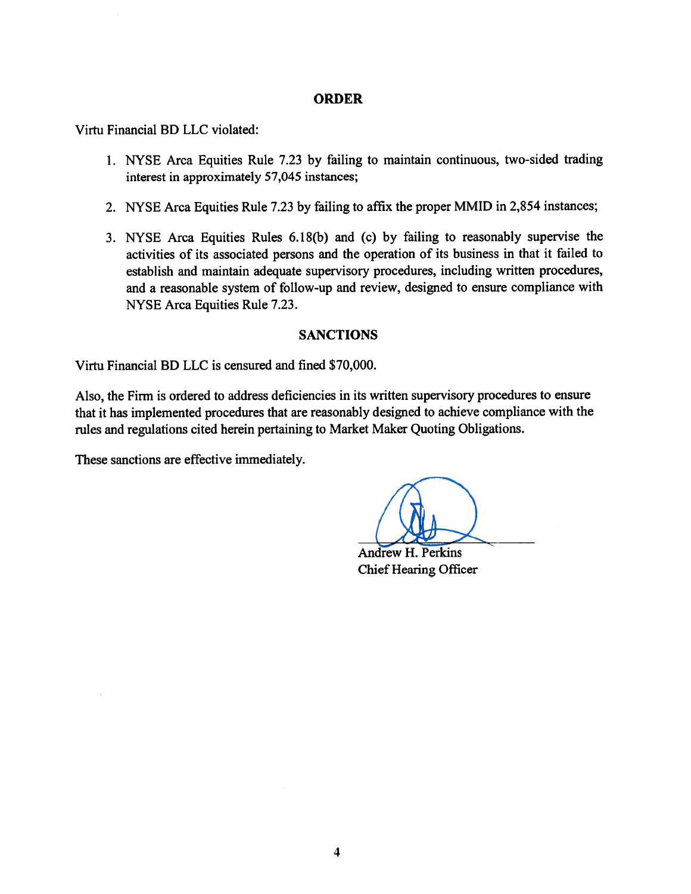## ORDER

Virtu Financial BD LLC violated:

1. NYSE Arca Equities Rule 7.23 by failing to maintain continuous, two-sided trading interest in approximately 57,045 instances;
2. NYSE Arca Equities Rule 7.23 by failing to affix the proper MMID in 2,854 instances;
3. NYSE Arca Equities Rules 6.18(b) and (c) by failing to reasonably supervise the activities of its associated persons and the operation of its business in that it failed to establish and maintain adequate supervisory procedures, including written procedures, and a reasonable system of follow-up and review, designed to ensure compliance with NYSE Arca Equities Rule 7.23.

## SANCTIONS

Virtu Financial BD LLC is censured and fined $70,000.

Also, the Firm is ordered to address deficiencies in its written supervisory procedures to ensure that it has implemented procedures that are reasonably designed to achieve compliance with the rules and regulations cited herein pertaining to Market Maker Quoting Obligations.

These sanctions are effective immediately.

Andrew H. Perkins
Chief Hearing Officer